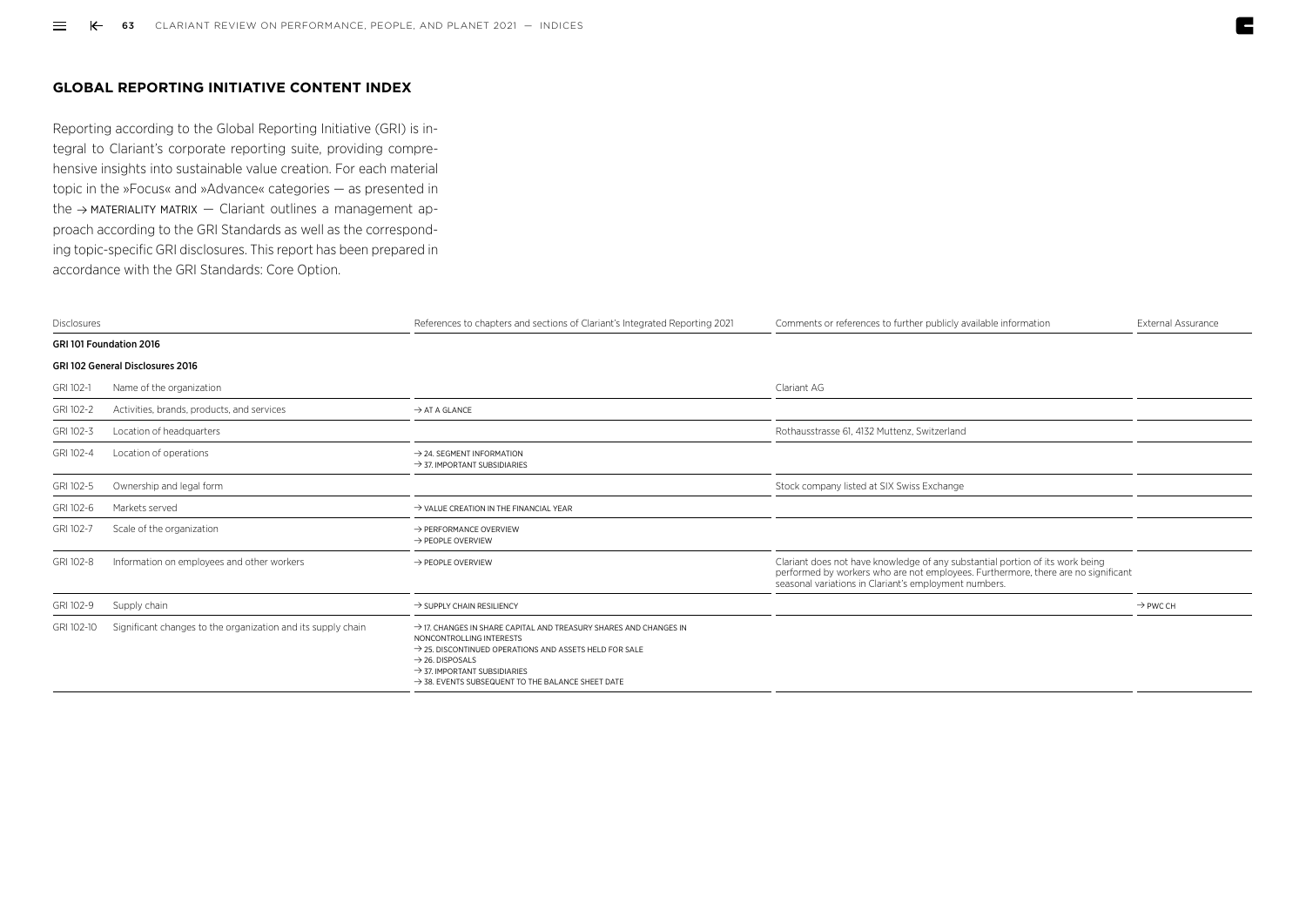## GLOBAL REPORTING INITIATIVE CONTENT INDEX

Reporting according to the Global Reporting Initiative (GRI) is integral to Clariant's corporate reporting suite, providing comprehensive insights into sustainable value creation. For each material topic in the »Focus« and »Advance« categories — as presented in the → MATERIALITY MATRIX — Clariant outlines a management approach according to the GRI Standards as well as the corresponding topic-specific GRI disclosures. This report has been prepared in accordance with the GRI Standards: Core Option.

| Disclosures | | References to chapters and sections of Clariant's Integrated Reporting 2021 | Comments or references to further publicly available information | External Assurance |
|---|---|---|---|---|
| **GRI 101 Foundation 2016** | | | | |
| **GRI 102 General Disclosures 2016** | | | | |
| GRI 102-1 | Name of the organization | | Clariant AG | |
| GRI 102-2 | Activities, brands, products, and services | → AT A GLANCE | | |
| GRI 102-3 | Location of headquarters | | Rothausstrasse 61, 4132 Muttenz, Switzerland | |
| GRI 102-4 | Location of operations | → 24. SEGMENT INFORMATION<br>→ 37. IMPORTANT SUBSIDIARIES | | |
| GRI 102-5 | Ownership and legal form | | Stock company listed at SIX Swiss Exchange | |
| GRI 102-6 | Markets served | → VALUE CREATION IN THE FINANCIAL YEAR | | |
| GRI 102-7 | Scale of the organization | → PERFORMANCE OVERVIEW<br>→ PEOPLE OVERVIEW | | |
| GRI 102-8 | Information on employees and other workers | → PEOPLE OVERVIEW | Clariant does not have knowledge of any substantial portion of its work being performed by workers who are not employees. Furthermore, there are no significant seasonal variations in Clariant's employment numbers. | |
| GRI 102-9 | Supply chain | → SUPPLY CHAIN RESILIENCY | | → PWC CH |
| GRI 102-10 | Significant changes to the organization and its supply chain | → 17. CHANGES IN SHARE CAPITAL AND TREASURY SHARES AND CHANGES IN NONCONTROLLING INTERESTS<br>→ 25. DISCONTINUED OPERATIONS AND ASSETS HELD FOR SALE<br>→ 26. DISPOSALS<br>→ 37. IMPORTANT SUBSIDIARIES<br>→ 38. EVENTS SUBSEQUENT TO THE BALANCE SHEET DATE | | |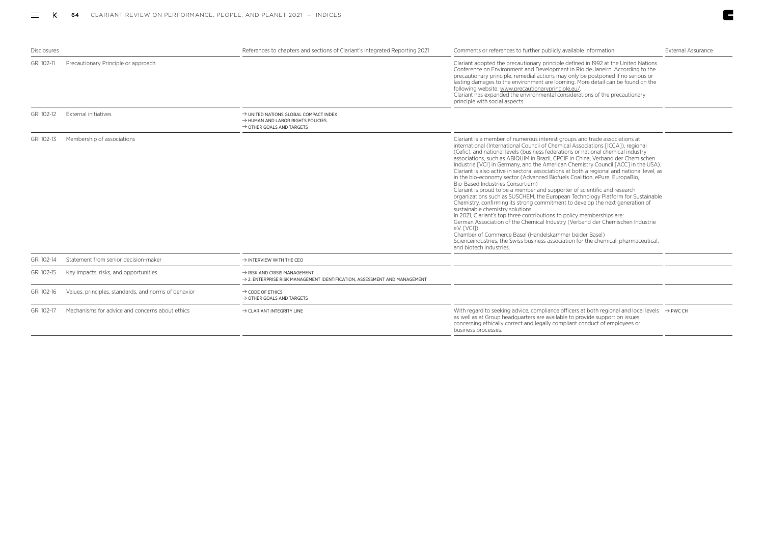| Disclosures | | References to chapters and sections of Clariant's Integrated Reporting 2021 | Comments or references to further publicly available information | External Assurance |
|---|---|---|---|---|
| GRI 102-11 | Precautionary Principle or approach | | Clariant adopted the precautionary principle defined in 1992 at the United Nations Conference on Environment and Development in Rio de Janeiro. According to the precautionary principle, remedial actions may only be postponed if no serious or lasting damages to the environment are looming. More detail can be found on the following website: www.precautionaryprinciple.eu/. Clariant has expanded the environmental considerations of the precautionary principle with social aspects. | |
| GRI 102-12 | External initiatives | → UNITED NATIONS GLOBAL COMPACT INDEX<br>→ HUMAN AND LABOR RIGHTS POLICIES<br>→ OTHER GOALS AND TARGETS | | |
| GRI 102-13 | Membership of associations | | Clariant is a member of numerous interest groups and trade associations at international (International Council of Chemical Associations [ICCA]), regional (Cefic), and national levels (business federations or national chemical industry associations, such as ABIQUIM in Brazil, CPCIF in China, Verband der Chemischen Industrie [VCI] in Germany, and the American Chemistry Council [ACC] in the USA). Clariant is also active in sectoral associations at both a regional and national level, as in the bio-economy sector (Advanced Biofuels Coalition, ePure, EuropaBio, Bio-Based Industries Consortium)<br>Clariant is proud to be a member and supporter of scientific and research organizations such as SUSCHEM, the European Technology Platform for Sustainable Chemistry, confirming its strong commitment to develop the next generation of sustainable chemistry solutions.<br>In 2021, Clariant's top three contributions to policy memberships are:<br>German Association of the Chemical Industry (Verband der Chemischen Industrie e.V. [VCI])<br>Chamber of Commerce Basel (Handelskammer beider Basel)<br>Scienceindustries, the Swiss business association for the chemical, pharmaceutical, and biotech industries. | |
| GRI 102-14 | Statement from senior decision-maker | → INTERVIEW WITH THE CEO | | |
| GRI 102-15 | Key impacts, risks, and opportunities | → RISK AND CRISIS MANAGEMENT<br>→ 2. ENTERPRISE RISK MANAGEMENT IDENTIFICATION, ASSESSMENT AND MANAGEMENT | | |
| GRI 102-16 | Values, principles, standards, and norms of behavior | → CODE OF ETHICS<br>→ OTHER GOALS AND TARGETS | | |
| GRI 102-17 | Mechanisms for advice and concerns about ethics | → CLARIANT INTEGRITY LINE | With regard to seeking advice, compliance officers at both regional and local levels as well as at Group headquarters are available to provide support on issues concerning ethically correct and legally compliant conduct of employees or business processes. | → PWC CH |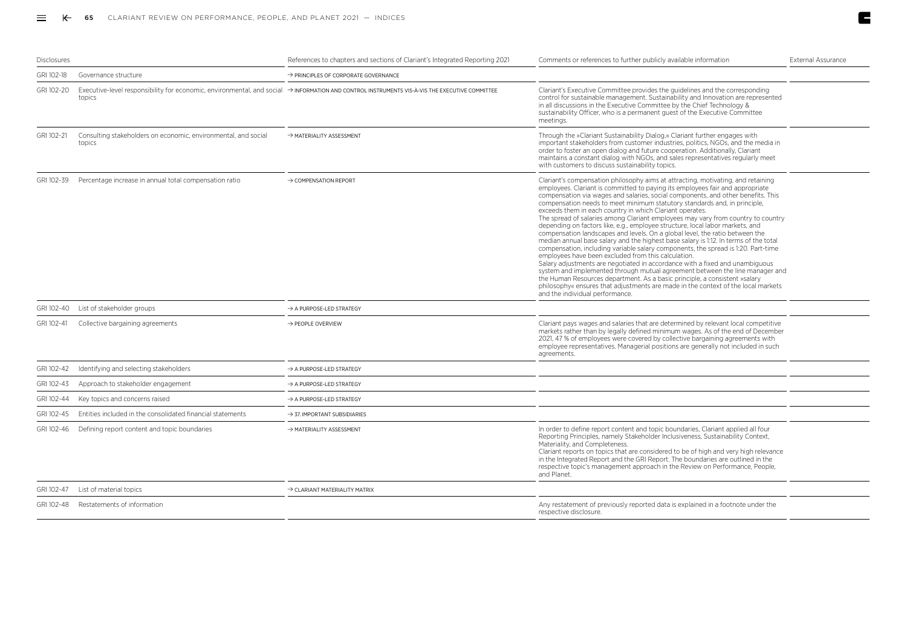| Disclosures | | References to chapters and sections of Clariant's Integrated Reporting 2021 | Comments or references to further publicly available information | External Assurance |
|---|---|---|---|---|
| GRI 102-18 | Governance structure | → PRINCIPLES OF CORPORATE GOVERNANCE | | |
| GRI 102-20 | Executive-level responsibility for economic, environmental, and social topics | → INFORMATION AND CONTROL INSTRUMENTS VIS-À-VIS THE EXECUTIVE COMMITTEE | Clariant's Executive Committee provides the guidelines and the corresponding control for sustainable management. Sustainability and Innovation are represented in all discussions in the Executive Committee by the Chief Technology & sustainability Officer, who is a permanent guest of the Executive Committee meetings. | |
| GRI 102-21 | Consulting stakeholders on economic, environmental, and social topics | → MATERIALITY ASSESSMENT | Through the »Clariant Sustainability Dialog,« Clariant further engages with important stakeholders from customer industries, politics, NGOs, and the media in order to foster an open dialog and future cooperation. Additionally, Clariant maintains a constant dialog with NGOs, and sales representatives regularly meet with customers to discuss sustainability topics. | |
| GRI 102-39 | Percentage increase in annual total compensation ratio | → COMPENSATION REPORT | Clariant's compensation philosophy aims at attracting, motivating, and retaining employees. Clariant is committed to paying its employees fair and appropriate compensation via wages and salaries, social components, and other benefits. This compensation needs to meet minimum statutory standards and, in principle, exceeds them in each country in which Clariant operates. The spread of salaries among Clariant employees may vary from country to country depending on factors like, e.g., employee structure, local labor markets, and compensation landscapes and levels. On a global level, the ratio between the median annual base salary and the highest base salary is 1:12. In terms of the total compensation, including variable salary components, the spread is 1:20. Part-time employees have been excluded from this calculation. Salary adjustments are negotiated in accordance with a fixed and unambiguous system and implemented through mutual agreement between the line manager and the Human Resources department. As a basic principle, a consistent »salary philosophy« ensures that adjustments are made in the context of the local markets and the individual performance. | |
| GRI 102-40 | List of stakeholder groups | → A PURPOSE-LED STRATEGY | | |
| GRI 102-41 | Collective bargaining agreements | → PEOPLE OVERVIEW | Clariant pays wages and salaries that are determined by relevant local competitive markets rather than by legally defined minimum wages. As of the end of December 2021, 47 % of employees were covered by collective bargaining agreements with employee representatives. Managerial positions are generally not included in such agreements. | |
| GRI 102-42 | Identifying and selecting stakeholders | → A PURPOSE-LED STRATEGY | | |
| GRI 102-43 | Approach to stakeholder engagement | → A PURPOSE-LED STRATEGY | | |
| GRI 102-44 | Key topics and concerns raised | → A PURPOSE-LED STRATEGY | | |
| GRI 102-45 | Entities included in the consolidated financial statements | → 37. IMPORTANT SUBSIDIARIES | | |
| GRI 102-46 | Defining report content and topic boundaries | → MATERIALITY ASSESSMENT | In order to define report content and topic boundaries, Clariant applied all four Reporting Principles, namely Stakeholder Inclusiveness, Sustainability Context, Materiality, and Completeness. Clariant reports on topics that are considered to be of high and very high relevance in the Integrated Report and the GRI Report. The boundaries are outlined in the respective topic's management approach in the Review on Performance, People, and Planet. | |
| GRI 102-47 | List of material topics | → CLARIANT MATERIALITY MATRIX | | |
| GRI 102-48 | Restatements of information | | Any restatement of previously reported data is explained in a footnote under the respective disclosure. | |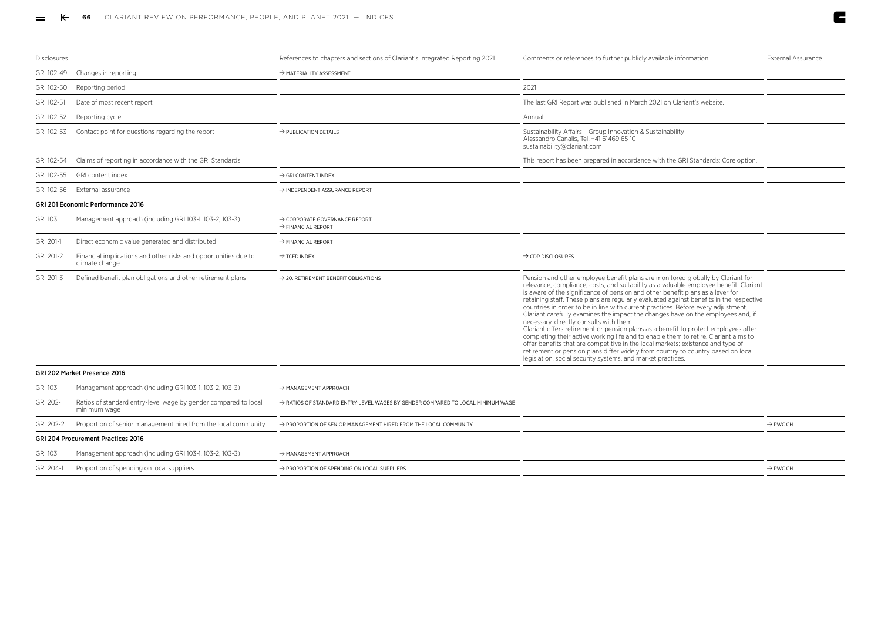| Disclosures | | References to chapters and sections of Clariant's Integrated Reporting 2021 | Comments or references to further publicly available information | External Assurance |
|---|---|---|---|---|
| GRI 102-49 | Changes in reporting | → MATERIALITY ASSESSMENT | | |
| GRI 102-50 | Reporting period | | 2021 | |
| GRI 102-51 | Date of most recent report | | The last GRI Report was published in March 2021 on Clariant's website. | |
| GRI 102-52 | Reporting cycle | | Annual | |
| GRI 102-53 | Contact point for questions regarding the report | → PUBLICATION DETAILS | Sustainability Affairs – Group Innovation & Sustainability<br>Alessandro Canalis, Tel. +41 61469 65 10<br>sustainability@clariant.com | |
| GRI 102-54 | Claims of reporting in accordance with the GRI Standards | | This report has been prepared in accordance with the GRI Standards: Core option. | |
| GRI 102-55 | GRI content index | → GRI CONTENT INDEX | | |
| GRI 102-56 | External assurance | → INDEPENDENT ASSURANCE REPORT | | |
| **GRI 201 Economic Performance 2016** | | | | |
| GRI 103 | Management approach (including GRI 103-1, 103-2, 103-3) | → CORPORATE GOVERNANCE REPORT<br>→ FINANCIAL REPORT | | |
| GRI 201-1 | Direct economic value generated and distributed | → FINANCIAL REPORT | | |
| GRI 201-2 | Financial implications and other risks and opportunities due to climate change | → TCFD INDEX | → CDP DISCLOSURES | |
| GRI 201-3 | Defined benefit plan obligations and other retirement plans | → 20. RETIREMENT BENEFIT OBLIGATIONS | Pension and other employee benefit plans are monitored globally by Clariant for relevance, compliance, costs, and suitability as a valuable employee benefit. Clariant is aware of the significance of pension and other benefit plans as a lever for retaining staff. These plans are regularly evaluated against benefits in the respective countries in order to be in line with current practices. Before every adjustment, Clariant carefully examines the impact the changes have on the employees and, if necessary, directly consults with them.<br>Clariant offers retirement or pension plans as a benefit to protect employees after completing their active working life and to enable them to retire. Clariant aims to offer benefits that are competitive in the local markets; existence and type of retirement or pension plans differ widely from country to country based on local legislation, social security systems, and market practices. | |
| **GRI 202 Market Presence 2016** | | | | |
| GRI 103 | Management approach (including GRI 103-1, 103-2, 103-3) | → MANAGEMENT APPROACH | | |
| GRI 202-1 | Ratios of standard entry-level wage by gender compared to local minimum wage | → RATIOS OF STANDARD ENTRY-LEVEL WAGES BY GENDER COMPARED TO LOCAL MINIMUM WAGE | | |
| GRI 202-2 | Proportion of senior management hired from the local community | → PROPORTION OF SENIOR MANAGEMENT HIRED FROM THE LOCAL COMMUNITY | | → PWC CH |
| **GRI 204 Procurement Practices 2016** | | | | |
| GRI 103 | Management approach (including GRI 103-1, 103-2, 103-3) | → MANAGEMENT APPROACH | | |
| GRI 204-1 | Proportion of spending on local suppliers | → PROPORTION OF SPENDING ON LOCAL SUPPLIERS | | → PWC CH |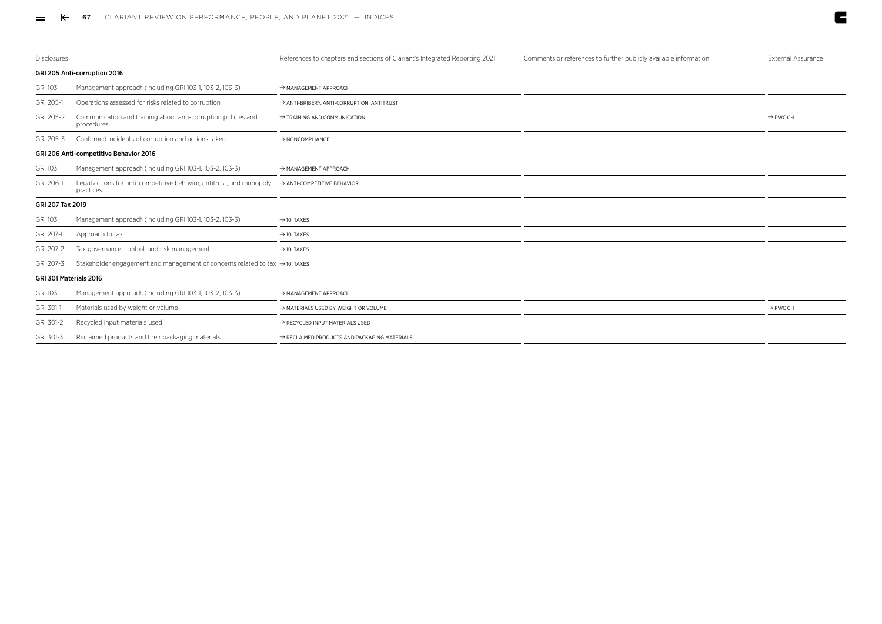| Disclosures | | References to chapters and sections of Clariant's Integrated Reporting 2021 | Comments or references to further publicly available information | External Assurance |
|---|---|---|---|---|
| **GRI 205 Anti-corruption 2016** | | | | |
| GRI 103 | Management approach (including GRI 103-1, 103-2, 103-3) | → MANAGEMENT APPROACH | | |
| GRI 205-1 | Operations assessed for risks related to corruption | → ANTI-BRIBERY, ANTI-CORRUPTION, ANTITRUST | | |
| GRI 205-2 | Communication and training about anti-corruption policies and procedures | → TRAINING AND COMMUNICATION | | → PWC CH |
| GRI 205-3 | Confirmed incidents of corruption and actions taken | → NONCOMPLIANCE | | |
| **GRI 206 Anti-competitive Behavior 2016** | | | | |
| GRI 103 | Management approach (including GRI 103-1, 103-2, 103-3) | → MANAGEMENT APPROACH | | |
| GRI 206-1 | Legal actions for anti-competitive behavior, antitrust, and monopoly practices | → ANTI-COMPETITIVE BEHAVIOR | | |
| **GRI 207 Tax 2019** | | | | |
| GRI 103 | Management approach (including GRI 103-1, 103-2, 103-3) | → 10. TAXES | | |
| GRI 207-1 | Approach to tax | → 10. TAXES | | |
| GRI 207-2 | Tax governance, control, and risk management | → 10. TAXES | | |
| GRI 207-3 | Stakeholder engagement and management of concerns related to tax | → 10. TAXES | | |
| **GRI 301 Materials 2016** | | | | |
| GRI 103 | Management approach (including GRI 103-1, 103-2, 103-3) | → MANAGEMENT APPROACH | | |
| GRI 301-1 | Materials used by weight or volume | → MATERIALS USED BY WEIGHT OR VOLUME | | → PWC CH |
| GRI 301-2 | Recycled input materials used | → RECYCLED INPUT MATERIALS USED | | |
| GRI 301-3 | Reclaimed products and their packaging materials | → RECLAIMED PRODUCTS AND PACKAGING MATERIALS | | |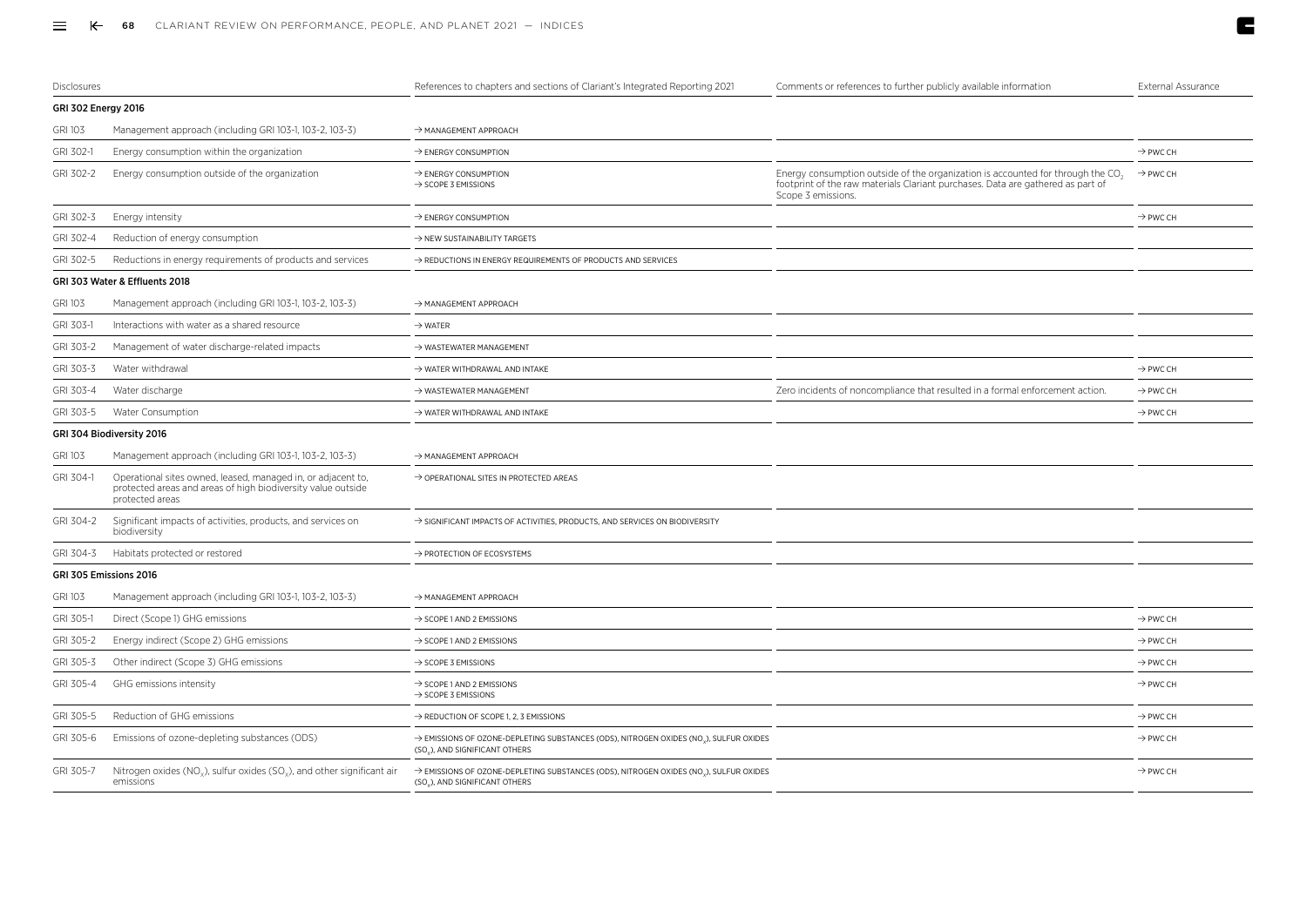| Disclosures | | References to chapters and sections of Clariant's Integrated Reporting 2021 | Comments or references to further publicly available information | External Assurance |
|---|---|---|---|---|
| **GRI 302 Energy 2016** | | | | |
| GRI 103 | Management approach (including GRI 103-1, 103-2, 103-3) | → MANAGEMENT APPROACH | | |
| GRI 302-1 | Energy consumption within the organization | → ENERGY CONSUMPTION | | → PWC CH |
| GRI 302-2 | Energy consumption outside of the organization | → ENERGY CONSUMPTION<br>→ SCOPE 3 EMISSIONS | Energy consumption outside of the organization is accounted for through the $CO_2$ footprint of the raw materials Clariant purchases. Data are gathered as part of Scope 3 emissions. | → PWC CH |
| GRI 302-3 | Energy intensity | → ENERGY CONSUMPTION | | → PWC CH |
| GRI 302-4 | Reduction of energy consumption | → NEW SUSTAINABILITY TARGETS | | |
| GRI 302-5 | Reductions in energy requirements of products and services | → REDUCTIONS IN ENERGY REQUIREMENTS OF PRODUCTS AND SERVICES | | |
| **GRI 303 Water & Effluents 2018** | | | | |
| GRI 103 | Management approach (including GRI 103-1, 103-2, 103-3) | → MANAGEMENT APPROACH | | |
| GRI 303-1 | Interactions with water as a shared resource | → WATER | | |
| GRI 303-2 | Management of water discharge-related impacts | → WASTEWATER MANAGEMENT | | |
| GRI 303-3 | Water withdrawal | → WATER WITHDRAWAL AND INTAKE | | → PWC CH |
| GRI 303-4 | Water discharge | → WASTEWATER MANAGEMENT | Zero incidents of noncompliance that resulted in a formal enforcement action. | → PWC CH |
| GRI 303-5 | Water Consumption | → WATER WITHDRAWAL AND INTAKE | | → PWC CH |
| **GRI 304 Biodiversity 2016** | | | | |
| GRI 103 | Management approach (including GRI 103-1, 103-2, 103-3) | → MANAGEMENT APPROACH | | |
| GRI 304-1 | Operational sites owned, leased, managed in, or adjacent to, protected areas and areas of high biodiversity value outside protected areas | → OPERATIONAL SITES IN PROTECTED AREAS | | |
| GRI 304-2 | Significant impacts of activities, products, and services on biodiversity | → SIGNIFICANT IMPACTS OF ACTIVITIES, PRODUCTS, AND SERVICES ON BIODIVERSITY | | |
| GRI 304-3 | Habitats protected or restored | → PROTECTION OF ECOSYSTEMS | | |
| **GRI 305 Emissions 2016** | | | | |
| GRI 103 | Management approach (including GRI 103-1, 103-2, 103-3) | → MANAGEMENT APPROACH | | |
| GRI 305-1 | Direct (Scope 1) GHG emissions | → SCOPE 1 AND 2 EMISSIONS | | → PWC CH |
| GRI 305-2 | Energy indirect (Scope 2) GHG emissions | → SCOPE 1 AND 2 EMISSIONS | | → PWC CH |
| GRI 305-3 | Other indirect (Scope 3) GHG emissions | → SCOPE 3 EMISSIONS | | → PWC CH |
| GRI 305-4 | GHG emissions intensity | → SCOPE 1 AND 2 EMISSIONS<br>→ SCOPE 3 EMISSIONS | | → PWC CH |
| GRI 305-5 | Reduction of GHG emissions | → REDUCTION OF SCOPE 1, 2, 3 EMISSIONS | | → PWC CH |
| GRI 305-6 | Emissions of ozone-depleting substances (ODS) | → EMISSIONS OF OZONE-DEPLETING SUBSTANCES (ODS), NITROGEN OXIDES ($NO_x$), SULFUR OXIDES ($SO_x$), AND SIGNIFICANT OTHERS | | → PWC CH |
| GRI 305-7 | Nitrogen oxides ($NO_x$), sulfur oxides ($SO_x$), and other significant air emissions | → EMISSIONS OF OZONE-DEPLETING SUBSTANCES (ODS), NITROGEN OXIDES ($NO_x$), SULFUR OXIDES ($SO_x$), AND SIGNIFICANT OTHERS | | → PWC CH |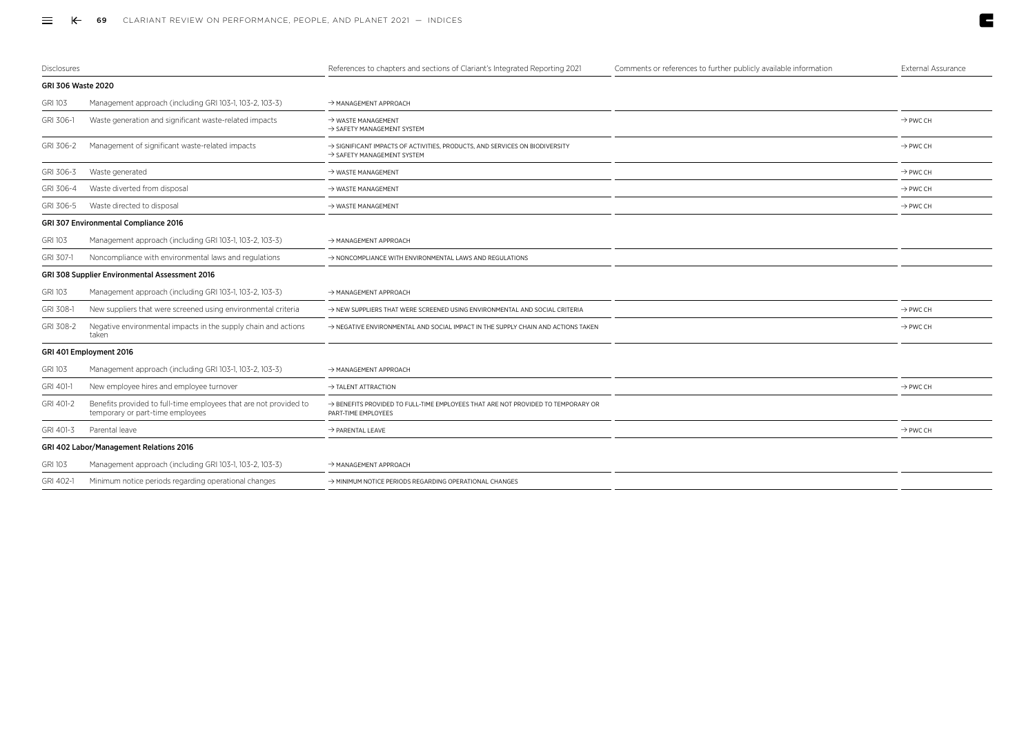| Disclosures | | References to chapters and sections of Clariant's Integrated Reporting 2021 | Comments or references to further publicly available information | External Assurance |
|---|---|---|---|---|
| **GRI 306 Waste 2020** | | | | |
| GRI 103 | Management approach (including GRI 103-1, 103-2, 103-3) | → MANAGEMENT APPROACH | | |
| GRI 306-1 | Waste generation and significant waste-related impacts | → WASTE MANAGEMENT<br>→ SAFETY MANAGEMENT SYSTEM | | → PWC CH |
| GRI 306-2 | Management of significant waste-related impacts | → SIGNIFICANT IMPACTS OF ACTIVITIES, PRODUCTS, AND SERVICES ON BIODIVERSITY<br>→ SAFETY MANAGEMENT SYSTEM | | → PWC CH |
| GRI 306-3 | Waste generated | → WASTE MANAGEMENT | | → PWC CH |
| GRI 306-4 | Waste diverted from disposal | → WASTE MANAGEMENT | | → PWC CH |
| GRI 306-5 | Waste directed to disposal | → WASTE MANAGEMENT | | → PWC CH |
| **GRI 307 Environmental Compliance 2016** | | | | |
| GRI 103 | Management approach (including GRI 103-1, 103-2, 103-3) | → MANAGEMENT APPROACH | | |
| GRI 307-1 | Noncompliance with environmental laws and regulations | → NONCOMPLIANCE WITH ENVIRONMENTAL LAWS AND REGULATIONS | | |
| **GRI 308 Supplier Environmental Assessment 2016** | | | | |
| GRI 103 | Management approach (including GRI 103-1, 103-2, 103-3) | → MANAGEMENT APPROACH | | |
| GRI 308-1 | New suppliers that were screened using environmental criteria | → NEW SUPPLIERS THAT WERE SCREENED USING ENVIRONMENTAL AND SOCIAL CRITERIA | | → PWC CH |
| GRI 308-2 | Negative environmental impacts in the supply chain and actions taken | → NEGATIVE ENVIRONMENTAL AND SOCIAL IMPACT IN THE SUPPLY CHAIN AND ACTIONS TAKEN | | → PWC CH |
| **GRI 401 Employment 2016** | | | | |
| GRI 103 | Management approach (including GRI 103-1, 103-2, 103-3) | → MANAGEMENT APPROACH | | |
| GRI 401-1 | New employee hires and employee turnover | → TALENT ATTRACTION | | → PWC CH |
| GRI 401-2 | Benefits provided to full-time employees that are not provided to temporary or part-time employees | → BENEFITS PROVIDED TO FULL-TIME EMPLOYEES THAT ARE NOT PROVIDED TO TEMPORARY OR PART-TIME EMPLOYEES | | |
| GRI 401-3 | Parental leave | → PARENTAL LEAVE | | → PWC CH |
| **GRI 402 Labor/Management Relations 2016** | | | | |
| GRI 103 | Management approach (including GRI 103-1, 103-2, 103-3) | → MANAGEMENT APPROACH | | |
| GRI 402-1 | Minimum notice periods regarding operational changes | → MINIMUM NOTICE PERIODS REGARDING OPERATIONAL CHANGES | | |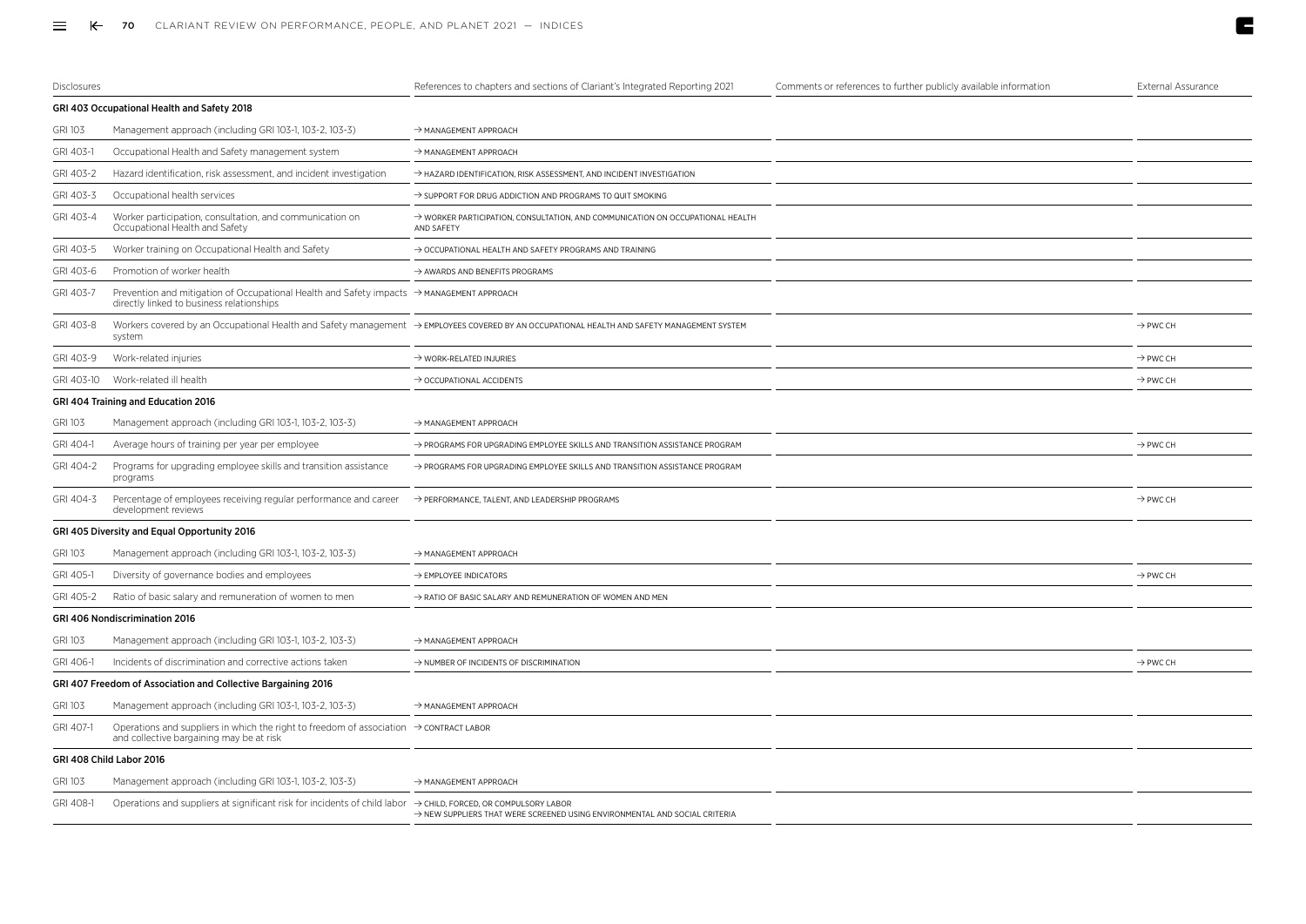| Disclosures | | References to chapters and sections of Clariant's Integrated Reporting 2021 | Comments or references to further publicly available information | External Assurance |
|---|---|---|---|---|
| **GRI 403 Occupational Health and Safety 2018** | | | | |
| GRI 103 | Management approach (including GRI 103-1, 103-2, 103-3) | → MANAGEMENT APPROACH | | |
| GRI 403-1 | Occupational Health and Safety management system | → MANAGEMENT APPROACH | | |
| GRI 403-2 | Hazard identification, risk assessment, and incident investigation | → HAZARD IDENTIFICATION, RISK ASSESSMENT, AND INCIDENT INVESTIGATION | | |
| GRI 403-3 | Occupational health services | → SUPPORT FOR DRUG ADDICTION AND PROGRAMS TO QUIT SMOKING | | |
| GRI 403-4 | Worker participation, consultation, and communication on Occupational Health and Safety | → WORKER PARTICIPATION, CONSULTATION, AND COMMUNICATION ON OCCUPATIONAL HEALTH AND SAFETY | | |
| GRI 403-5 | Worker training on Occupational Health and Safety | → OCCUPATIONAL HEALTH AND SAFETY PROGRAMS AND TRAINING | | |
| GRI 403-6 | Promotion of worker health | → AWARDS AND BENEFITS PROGRAMS | | |
| GRI 403-7 | Prevention and mitigation of Occupational Health and Safety impacts directly linked to business relationships | → MANAGEMENT APPROACH | | |
| GRI 403-8 | Workers covered by an Occupational Health and Safety management system | → EMPLOYEES COVERED BY AN OCCUPATIONAL HEALTH AND SAFETY MANAGEMENT SYSTEM | | → PWC CH |
| GRI 403-9 | Work-related injuries | → WORK-RELATED INJURIES | | → PWC CH |
| GRI 403-10 | Work-related ill health | → OCCUPATIONAL ACCIDENTS | | → PWC CH |
| **GRI 404 Training and Education 2016** | | | | |
| GRI 103 | Management approach (including GRI 103-1, 103-2, 103-3) | → MANAGEMENT APPROACH | | |
| GRI 404-1 | Average hours of training per year per employee | → PROGRAMS FOR UPGRADING EMPLOYEE SKILLS AND TRANSITION ASSISTANCE PROGRAM | | → PWC CH |
| GRI 404-2 | Programs for upgrading employee skills and transition assistance programs | → PROGRAMS FOR UPGRADING EMPLOYEE SKILLS AND TRANSITION ASSISTANCE PROGRAM | | |
| GRI 404-3 | Percentage of employees receiving regular performance and career development reviews | → PERFORMANCE, TALENT, AND LEADERSHIP PROGRAMS | | → PWC CH |
| **GRI 405 Diversity and Equal Opportunity 2016** | | | | |
| GRI 103 | Management approach (including GRI 103-1, 103-2, 103-3) | → MANAGEMENT APPROACH | | |
| GRI 405-1 | Diversity of governance bodies and employees | → EMPLOYEE INDICATORS | | → PWC CH |
| GRI 405-2 | Ratio of basic salary and remuneration of women to men | → RATIO OF BASIC SALARY AND REMUNERATION OF WOMEN AND MEN | | |
| **GRI 406 Nondiscrimination 2016** | | | | |
| GRI 103 | Management approach (including GRI 103-1, 103-2, 103-3) | → MANAGEMENT APPROACH | | |
| GRI 406-1 | Incidents of discrimination and corrective actions taken | → NUMBER OF INCIDENTS OF DISCRIMINATION | | → PWC CH |
| **GRI 407 Freedom of Association and Collective Bargaining 2016** | | | | |
| GRI 103 | Management approach (including GRI 103-1, 103-2, 103-3) | → MANAGEMENT APPROACH | | |
| GRI 407-1 | Operations and suppliers in which the right to freedom of association and collective bargaining may be at risk | → CONTRACT LABOR | | |
| **GRI 408 Child Labor 2016** | | | | |
| GRI 103 | Management approach (including GRI 103-1, 103-2, 103-3) | → MANAGEMENT APPROACH | | |
| GRI 408-1 | Operations and suppliers at significant risk for incidents of child labor | → CHILD, FORCED, OR COMPULSORY LABOR<br>→ NEW SUPPLIERS THAT WERE SCREENED USING ENVIRONMENTAL AND SOCIAL CRITERIA | | |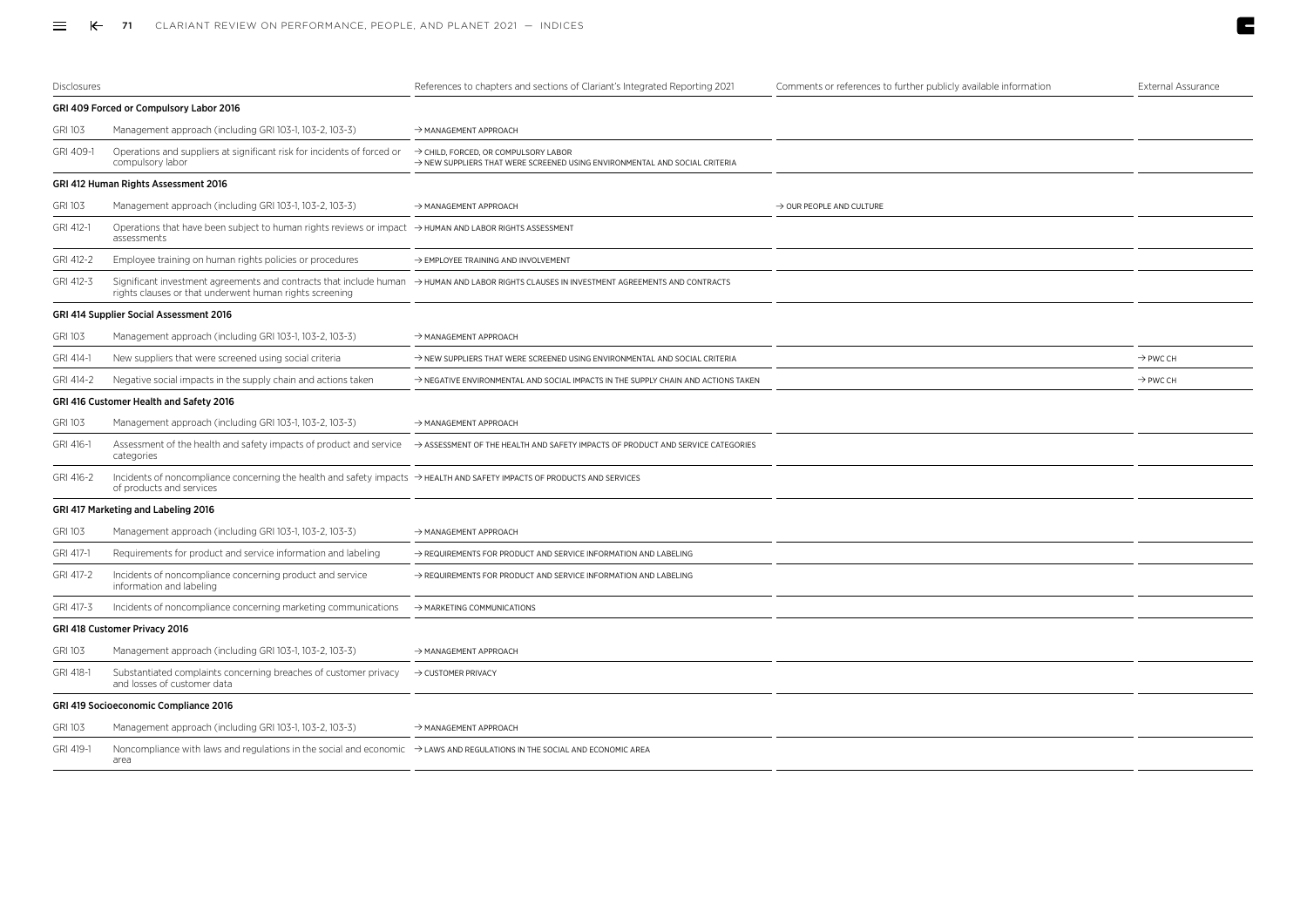| Disclosures | | References to chapters and sections of Clariant's Integrated Reporting 2021 | Comments or references to further publicly available information | External Assurance |
|---|---|---|---|---|
| **GRI 409 Forced or Compulsory Labor 2016** | | | | |
| GRI 103 | Management approach (including GRI 103-1, 103-2, 103-3) | → MANAGEMENT APPROACH | | |
| GRI 409-1 | Operations and suppliers at significant risk for incidents of forced or compulsory labor | → CHILD, FORCED, OR COMPULSORY LABOR<br>→ NEW SUPPLIERS THAT WERE SCREENED USING ENVIRONMENTAL AND SOCIAL CRITERIA | | |
| **GRI 412 Human Rights Assessment 2016** | | | | |
| GRI 103 | Management approach (including GRI 103-1, 103-2, 103-3) | → MANAGEMENT APPROACH | → OUR PEOPLE AND CULTURE | |
| GRI 412-1 | Operations that have been subject to human rights reviews or impact assessments | → HUMAN AND LABOR RIGHTS ASSESSMENT | | |
| GRI 412-2 | Employee training on human rights policies or procedures | → EMPLOYEE TRAINING AND INVOLVEMENT | | |
| GRI 412-3 | Significant investment agreements and contracts that include human rights clauses or that underwent human rights screening | → HUMAN AND LABOR RIGHTS CLAUSES IN INVESTMENT AGREEMENTS AND CONTRACTS | | |
| **GRI 414 Supplier Social Assessment 2016** | | | | |
| GRI 103 | Management approach (including GRI 103-1, 103-2, 103-3) | → MANAGEMENT APPROACH | | |
| GRI 414-1 | New suppliers that were screened using social criteria | → NEW SUPPLIERS THAT WERE SCREENED USING ENVIRONMENTAL AND SOCIAL CRITERIA | | → PWC CH |
| GRI 414-2 | Negative social impacts in the supply chain and actions taken | → NEGATIVE ENVIRONMENTAL AND SOCIAL IMPACTS IN THE SUPPLY CHAIN AND ACTIONS TAKEN | | → PWC CH |
| **GRI 416 Customer Health and Safety 2016** | | | | |
| GRI 103 | Management approach (including GRI 103-1, 103-2, 103-3) | → MANAGEMENT APPROACH | | |
| GRI 416-1 | Assessment of the health and safety impacts of product and service categories | → ASSESSMENT OF THE HEALTH AND SAFETY IMPACTS OF PRODUCT AND SERVICE CATEGORIES | | |
| GRI 416-2 | Incidents of noncompliance concerning the health and safety impacts of products and services | → HEALTH AND SAFETY IMPACTS OF PRODUCTS AND SERVICES | | |
| **GRI 417 Marketing and Labeling 2016** | | | | |
| GRI 103 | Management approach (including GRI 103-1, 103-2, 103-3) | → MANAGEMENT APPROACH | | |
| GRI 417-1 | Requirements for product and service information and labeling | → REQUIREMENTS FOR PRODUCT AND SERVICE INFORMATION AND LABELING | | |
| GRI 417-2 | Incidents of noncompliance concerning product and service information and labeling | → REQUIREMENTS FOR PRODUCT AND SERVICE INFORMATION AND LABELING | | |
| GRI 417-3 | Incidents of noncompliance concerning marketing communications | → MARKETING COMMUNICATIONS | | |
| **GRI 418 Customer Privacy 2016** | | | | |
| GRI 103 | Management approach (including GRI 103-1, 103-2, 103-3) | → MANAGEMENT APPROACH | | |
| GRI 418-1 | Substantiated complaints concerning breaches of customer privacy and losses of customer data | → CUSTOMER PRIVACY | | |
| **GRI 419 Socioeconomic Compliance 2016** | | | | |
| GRI 103 | Management approach (including GRI 103-1, 103-2, 103-3) | → MANAGEMENT APPROACH | | |
| GRI 419-1 | Noncompliance with laws and regulations in the social and economic area | → LAWS AND REGULATIONS IN THE SOCIAL AND ECONOMIC AREA | | |